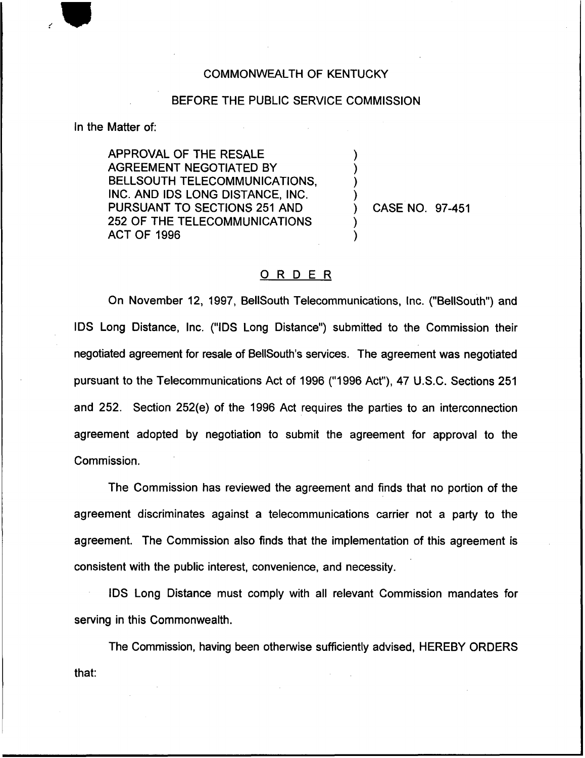COMMONWEALTH OF KENTUCKY

BEFORE THE PUBLIC SERVICE COMMISSION

In the Matter of:

APPROVAL OF THE RESALE AGREEMENT NEGOTIATED BY BELLSOUTH TELECOMMUNICATIONS, INC. AND IDS LONG DISTANCE, INC. PURSUANT TO SECTIONS 251 AND 252 OF THE TELECOMMUNICATIONS ACT OF 1996 ) CASE NO. 97-451

## ORDER

On November 12, 1997, BellSouth Telecommunications, Inc. ("BellSouth") and IDS Long Distance, Inc. ("IDS Long Distance") submitted to the Commission their negotiated agreement for resale of BellSouth's services. The agreement was negotiated pursuant to the Telecommunications Act of 1996 ("1996 Act"), 47 U.S.C. Sections 251 and 252. Section 252(e) of the 1996 Act requires the parties to an interconnection agreement adopted by negotiation to submit the agreement for approval to the Commission.

The Commission has reviewed the agreement and finds that no portion of the agreement discriminates against a telecommunications carrier not a party to the agreement. The Commission also finds that the implementation of this agreement is consistent with the public interest, convenience, and necessity.

IDS Long Distance must comply with all relevant Commission mandates for serving in this Commonwealth.

The Commission, having been otherwise sufficiently advised, HEREBY ORDERS that: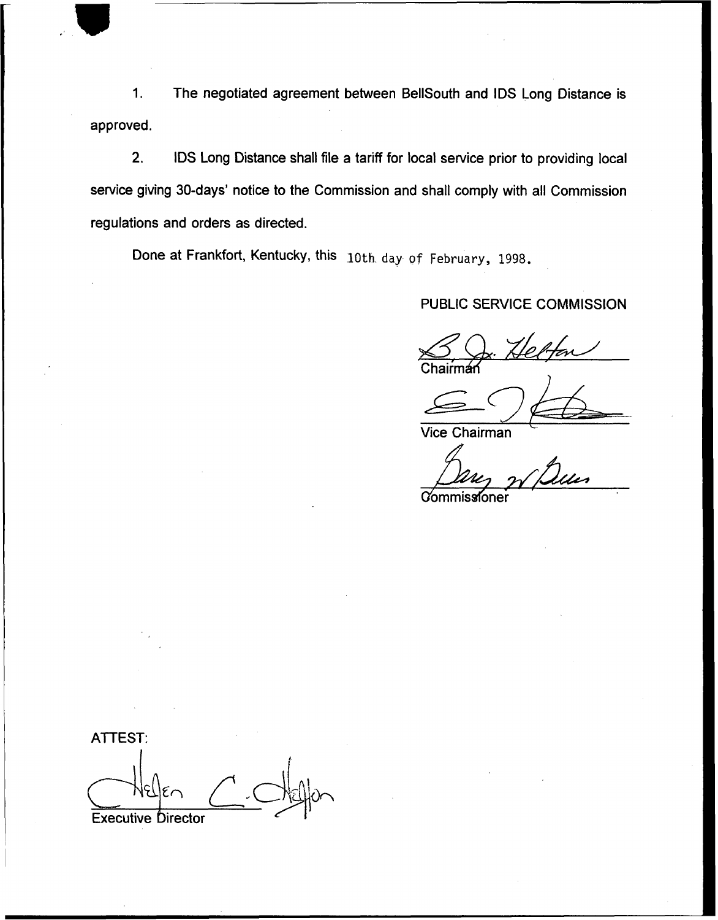1. The negotiated agreement between BellSouth and IDS Long Distance is approved.

2. IDS Long Distance shall file a tariff for local service prior to providing local service giving 30-days' notice to the Commission and shall comply with all Commission regulations and orders as directed.

Done at Frankfort, Kentucky, this 10th day of February, 1998.

PUBLIC SERVICE COMMISSION

Chairman

Vice Chairman

Commissioner

ATTEST:

Executive Director